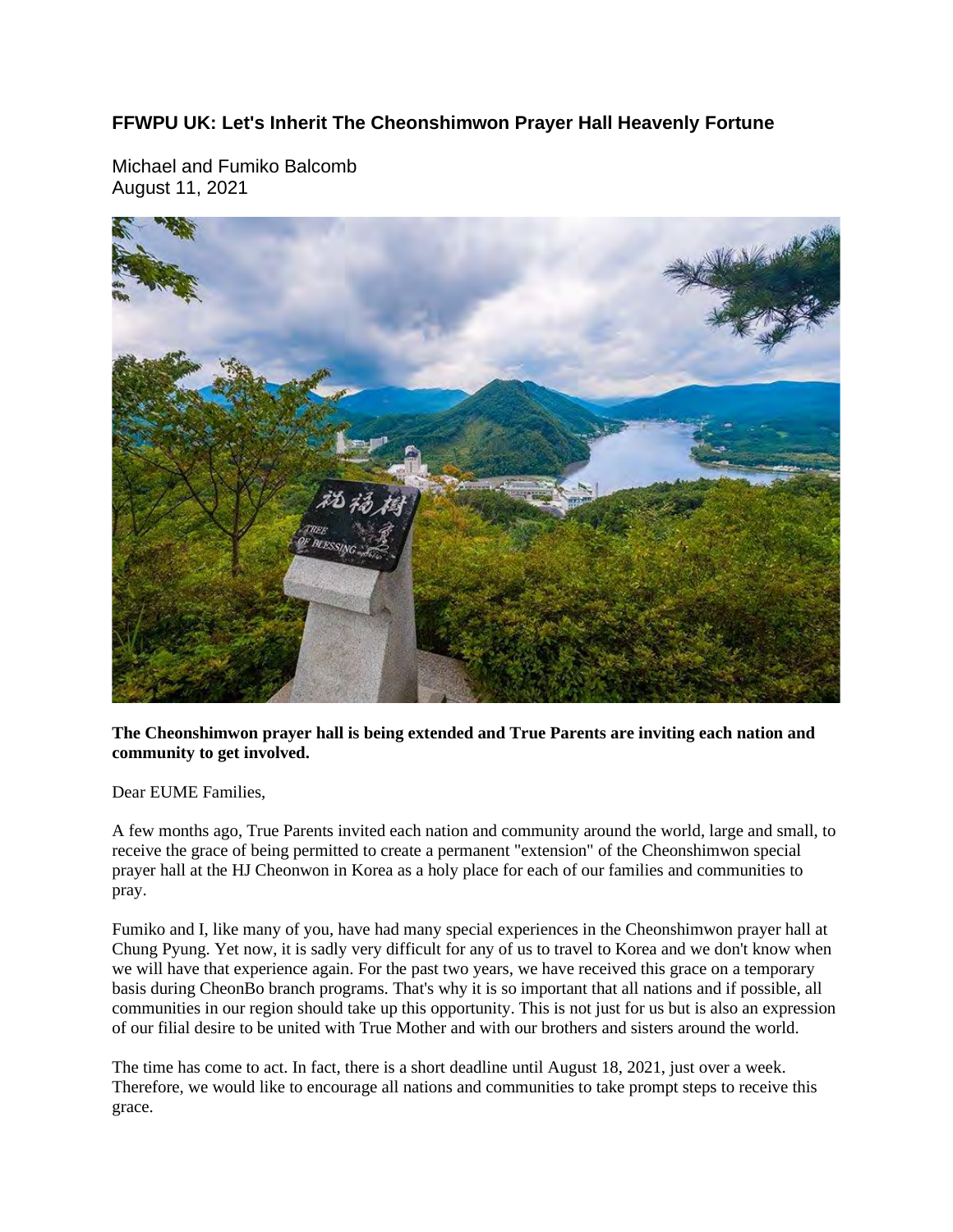# FFWPU UK: Let's Inherit The Cheonshimwon Prayer Hall Heavenly Fortune

Michael and Fumiko Balcomb
August 11, 2021

**The Cheonshimwon prayer hall is being extended and True Parents are inviting each nation and community to get involved.**

Dear EUME Families,

A few months ago, True Parents invited each nation and community around the world, large and small, to receive the grace of being permitted to create a permanent "extension" of the Cheonshimwon special prayer hall at the HJ Cheonwon in Korea as a holy place for each of our families and communities to pray.

Fumiko and I, like many of you, have had many special experiences in the Cheonshimwon prayer hall at Chung Pyung. Yet now, it is sadly very difficult for any of us to travel to Korea and we don't know when we will have that experience again. For the past two years, we have received this grace on a temporary basis during CheonBo branch programs. That's why it is so important that all nations and if possible, all communities in our region should take up this opportunity. This is not just for us but is also an expression of our filial desire to be united with True Mother and with our brothers and sisters around the world.

The time has come to act. In fact, there is a short deadline until August 18, 2021, just over a week. Therefore, we would like to encourage all nations and communities to take prompt steps to receive this grace.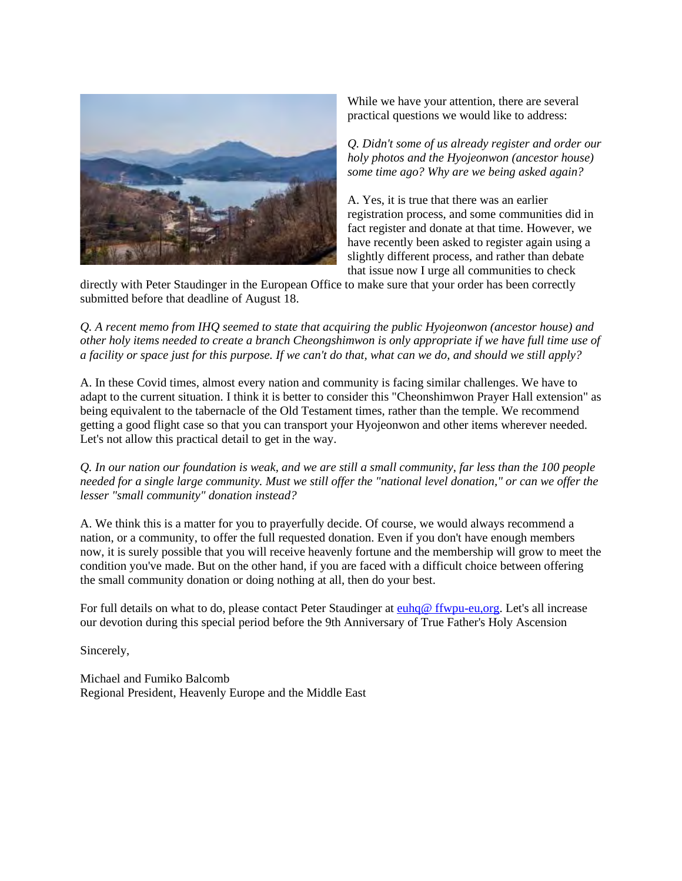While we have your attention, there are several practical questions we would like to address:

*Q. Didn't some of us already register and order our holy photos and the Hyojeonwon (ancestor house) some time ago? Why are we being asked again?*

A. Yes, it is true that there was an earlier registration process, and some communities did in fact register and donate at that time. However, we have recently been asked to register again using a slightly different process, and rather than debate that issue now I urge all communities to check directly with Peter Staudinger in the European Office to make sure that your order has been correctly submitted before that deadline of August 18.

*Q. A recent memo from IHQ seemed to state that acquiring the public Hyojeonwon (ancestor house) and other holy items needed to create a branch Cheongshimwon is only appropriate if we have full time use of a facility or space just for this purpose. If we can't do that, what can we do, and should we still apply?*

A. In these Covid times, almost every nation and community is facing similar challenges. We have to adapt to the current situation. I think it is better to consider this "Cheonshimwon Prayer Hall extension" as being equivalent to the tabernacle of the Old Testament times, rather than the temple. We recommend getting a good flight case so that you can transport your Hyojeonwon and other items wherever needed. Let's not allow this practical detail to get in the way.

*Q. In our nation our foundation is weak, and we are still a small community, far less than the 100 people needed for a single large community. Must we still offer the "national level donation," or can we offer the lesser "small community" donation instead?*

A. We think this is a matter for you to prayerfully decide. Of course, we would always recommend a nation, or a community, to offer the full requested donation. Even if you don't have enough members now, it is surely possible that you will receive heavenly fortune and the membership will grow to meet the condition you've made. But on the other hand, if you are faced with a difficult choice between offering the small community donation or doing nothing at all, then do your best.

For full details on what to do, please contact Peter Staudinger at euhq@ ffwpu-eu,org. Let's all increase our devotion during this special period before the 9th Anniversary of True Father's Holy Ascension

Sincerely,

Michael and Fumiko Balcomb
Regional President, Heavenly Europe and the Middle East